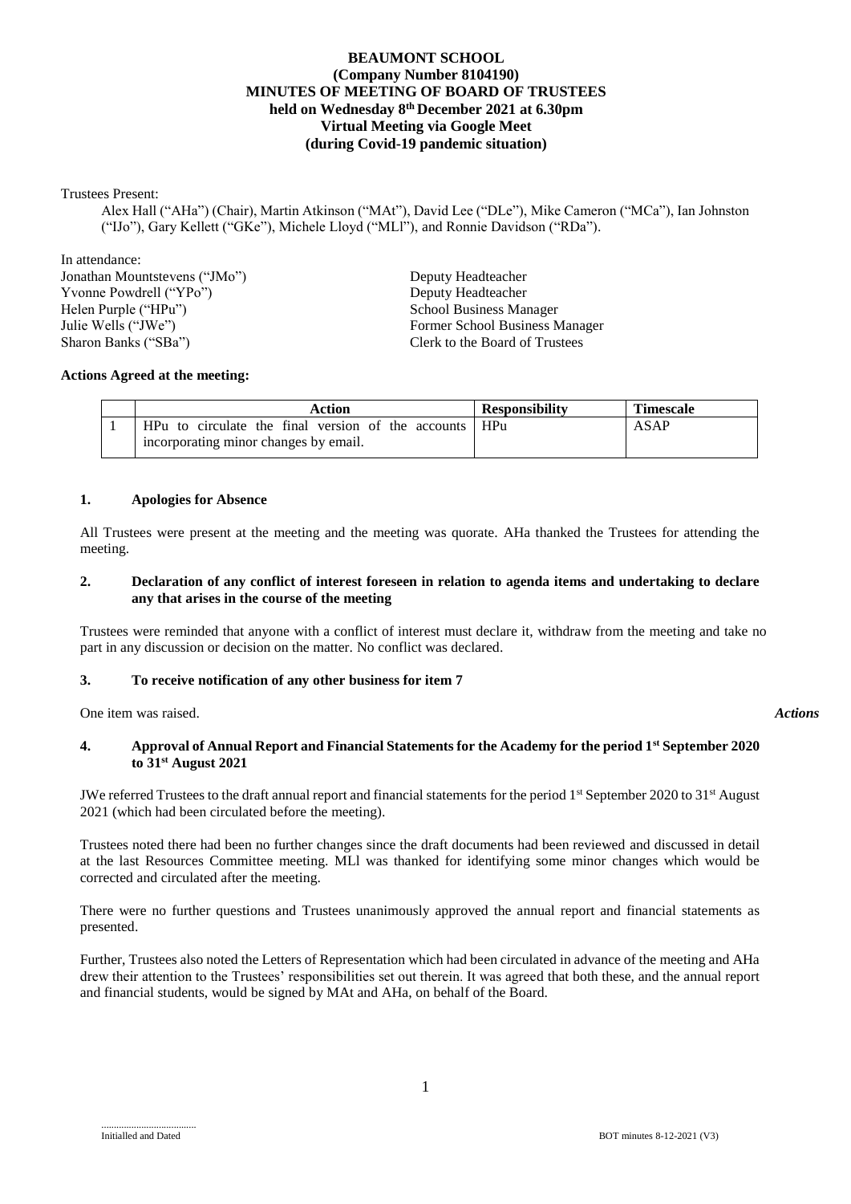# BEAUMONT SCHOOL
## (Company Number 8104190)
## MINUTES OF MEETING OF BOARD OF TRUSTEES
### held on Wednesday 8th December 2021 at 6.30pm
### Virtual Meeting via Google Meet
### (during Covid-19 pandemic situation)

Trustees Present:

Alex Hall ("AHa") (Chair), Martin Atkinson ("MAt"), David Lee ("DLe"), Mike Cameron ("MCa"), Ian Johnston ("IJo"), Gary Kellett ("GKe"), Michele Lloyd ("MLl"), and Ronnie Davidson ("RDa").

In attendance:

| | |
|---|---|
| Jonathan Mountstevens ("JMo") | Deputy Headteacher |
| Yvonne Powdrell ("YPo") | Deputy Headteacher |
| Helen Purple ("HPu") | School Business Manager |
| Julie Wells ("JWe") | Former School Business Manager |
| Sharon Banks ("SBa") | Clerk to the Board of Trustees |

**Actions Agreed at the meeting:**

| | Action | Responsibility | Timescale |
|---|---|---|---|
| 1 | HPu to circulate the final version of the accounts incorporating minor changes by email. | HPu | ASAP |

## 1. Apologies for Absence

All Trustees were present at the meeting and the meeting was quorate. AHa thanked the Trustees for attending the meeting.

## 2. Declaration of any conflict of interest foreseen in relation to agenda items and undertaking to declare any that arises in the course of the meeting

Trustees were reminded that anyone with a conflict of interest must declare it, withdraw from the meeting and take no part in any discussion or decision on the matter. No conflict was declared.

## 3. To receive notification of any other business for item 7

One item was raised.

***Actions***

## 4. Approval of Annual Report and Financial Statements for the Academy for the period 1st September 2020 to 31st August 2021

JWe referred Trustees to the draft annual report and financial statements for the period 1st September 2020 to 31st August 2021 (which had been circulated before the meeting).

Trustees noted there had been no further changes since the draft documents had been reviewed and discussed in detail at the last Resources Committee meeting. MLl was thanked for identifying some minor changes which would be corrected and circulated after the meeting.

There were no further questions and Trustees unanimously approved the annual report and financial statements as presented.

Further, Trustees also noted the Letters of Representation which had been circulated in advance of the meeting and AHa drew their attention to the Trustees' responsibilities set out therein. It was agreed that both these, and the annual report and financial students, would be signed by MAt and AHa, on behalf of the Board.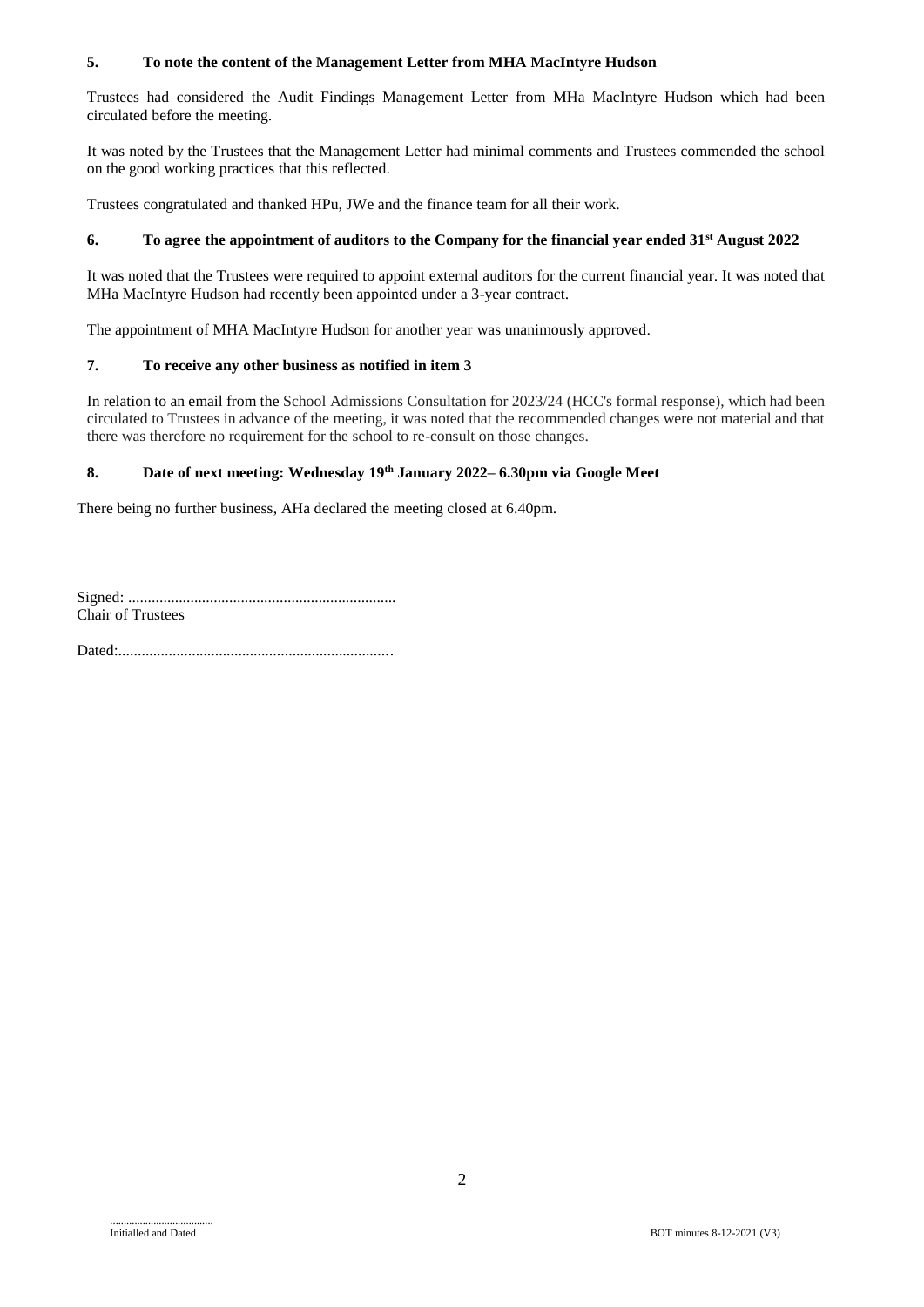**5. To note the content of the Management Letter from MHA MacIntyre Hudson**

Trustees had considered the Audit Findings Management Letter from MHa MacIntyre Hudson which had been circulated before the meeting.

It was noted by the Trustees that the Management Letter had minimal comments and Trustees commended the school on the good working practices that this reflected.

Trustees congratulated and thanked HPu, JWe and the finance team for all their work.

**6. To agree the appointment of auditors to the Company for the financial year ended 31st August 2022**

It was noted that the Trustees were required to appoint external auditors for the current financial year. It was noted that MHa MacIntyre Hudson had recently been appointed under a 3-year contract.

The appointment of MHA MacIntyre Hudson for another year was unanimously approved.

**7. To receive any other business as notified in item 3**

In relation to an email from the School Admissions Consultation for 2023/24 (HCC's formal response), which had been circulated to Trustees in advance of the meeting, it was noted that the recommended changes were not material and that there was therefore no requirement for the school to re-consult on those changes.

**8. Date of next meeting: Wednesday 19th January 2022– 6.30pm via Google Meet**

There being no further business, AHa declared the meeting closed at 6.40pm.

Signed: ....................................................................
Chair of Trustees

Dated:.....................................................................

....................................
Initialled and Dated

BOT minutes 8-12-2021 (V3)